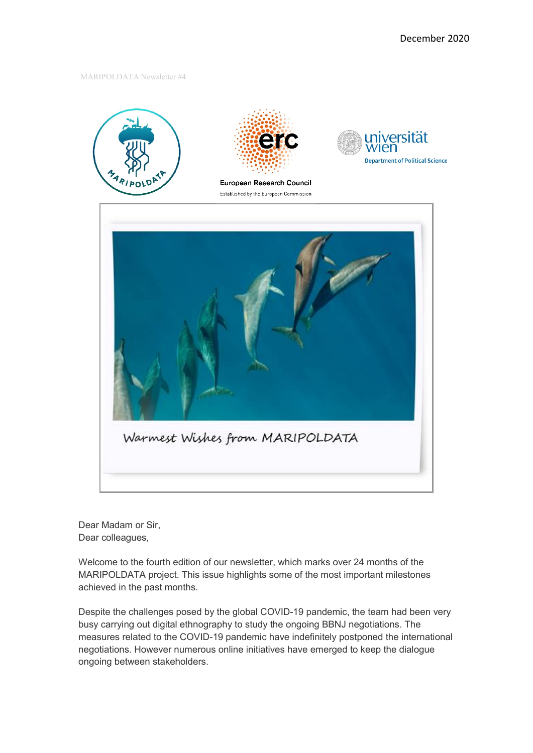December 2020

MARIPOLDATA Newsletter #4

European Research Council
Established by the European Commission

universität wien
Department of Political Science

Warmest Wishes from MARIPOLDATA

Dear Madam or Sir,
Dear colleagues,

Welcome to the fourth edition of our newsletter, which marks over 24 months of the MARIPOLDATA project. This issue highlights some of the most important milestones achieved in the past months.

Despite the challenges posed by the global COVID-19 pandemic, the team had been very busy carrying out digital ethnography to study the ongoing BBNJ negotiations. The measures related to the COVID-19 pandemic have indefinitely postponed the international negotiations. However numerous online initiatives have emerged to keep the dialogue ongoing between stakeholders.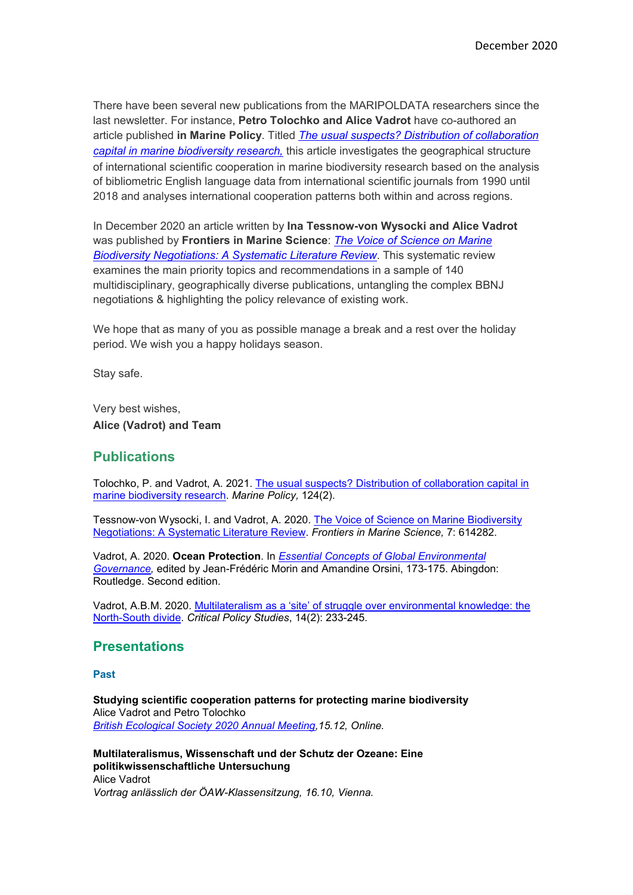There have been several new publications from the MARIPOLDATA researchers since the last newsletter. For instance, **Petro Tolochko and Alice Vadrot** have co-authored an article published **in Marine Policy**. Titled *The usual suspects? Distribution of collaboration capital in marine biodiversity research,* this article investigates the geographical structure of international scientific cooperation in marine biodiversity research based on the analysis of bibliometric English language data from international scientific journals from 1990 until 2018 and analyses international cooperation patterns both within and across regions.

In December 2020 an article written by **Ina Tessnow-von Wysocki and Alice Vadrot** was published by **Frontiers in Marine Science**: *The Voice of Science on Marine Biodiversity Negotiations: A Systematic Literature Review*. This systematic review examines the main priority topics and recommendations in a sample of 140 multidisciplinary, geographically diverse publications, untangling the complex BBNJ negotiations & highlighting the policy relevance of existing work.

We hope that as many of you as possible manage a break and a rest over the holiday period. We wish you a happy holidays season.

Stay safe.

Very best wishes,
**Alice (Vadrot) and Team**

## Publications

Tolochko, P. and Vadrot, A. 2021. The usual suspects? Distribution of collaboration capital in marine biodiversity research. *Marine Policy,* 124(2).

Tessnow-von Wysocki, I. and Vadrot, A. 2020. The Voice of Science on Marine Biodiversity Negotiations: A Systematic Literature Review. *Frontiers in Marine Science,* 7: 614282.

Vadrot, A. 2020. **Ocean Protection**. In *Essential Concepts of Global Environmental Governance,* edited by Jean-Frédéric Morin and Amandine Orsini, 173-175. Abingdon: Routledge. Second edition.

Vadrot, A.B.M. 2020. Multilateralism as a 'site' of struggle over environmental knowledge: the North-South divide. *Critical Policy Studies*, 14(2): 233-245.

## Presentations

### Past

**Studying scientific cooperation patterns for protecting marine biodiversity**
Alice Vadrot and Petro Tolochko
*British Ecological Society 2020 Annual Meeting,15.12, Online.*

**Multilateralismus, Wissenschaft und der Schutz der Ozeane: Eine politikwissenschaftliche Untersuchung**
Alice Vadrot
*Vortrag anlässlich der ÖAW-Klassensitzung, 16.10, Vienna.*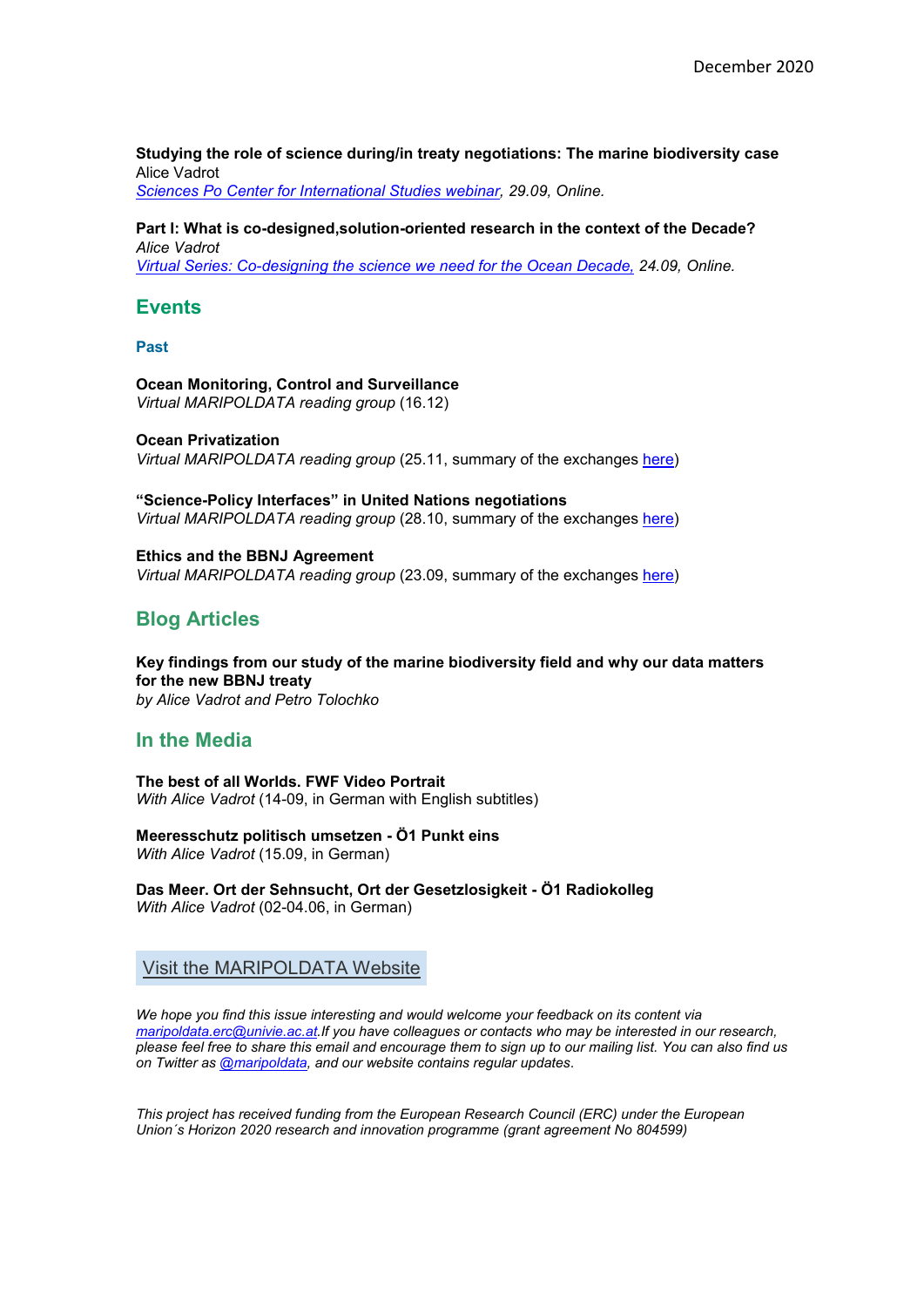**Studying the role of science during/in treaty negotiations: The marine biodiversity case**
Alice Vadrot
*Sciences Po Center for International Studies webinar, 29.09, Online.*

**Part I: What is co-designed,solution-oriented research in the context of the Decade?**
*Alice Vadrot*
*Virtual Series: Co-designing the science we need for the Ocean Decade, 24.09, Online.*

## Events

### Past

**Ocean Monitoring, Control and Surveillance**
*Virtual MARIPOLDATA reading group* (16.12)

**Ocean Privatization**
*Virtual MARIPOLDATA reading group* (25.11, summary of the exchanges here)

**“Science-Policy Interfaces” in United Nations negotiations**
*Virtual MARIPOLDATA reading group* (28.10, summary of the exchanges here)

**Ethics and the BBNJ Agreement**
*Virtual MARIPOLDATA reading group* (23.09, summary of the exchanges here)

## Blog Articles

**Key findings from our study of the marine biodiversity field and why our data matters for the new BBNJ treaty**
*by Alice Vadrot and Petro Tolochko*

## In the Media

**The best of all Worlds. FWF Video Portrait**
*With Alice Vadrot* (14-09, in German with English subtitles)

**Meeresschutz politisch umsetzen - Ö1 Punkt eins**
*With Alice Vadrot* (15.09, in German)

**Das Meer. Ort der Sehnsucht, Ort der Gesetzlosigkeit - Ö1 Radiokolleg**
*With Alice Vadrot* (02-04.06, in German)

Visit the MARIPOLDATA Website

*We hope you find this issue interesting and would welcome your feedback on its content via maripoldata.erc@univie.ac.at.If you have colleagues or contacts who may be interested in our research, please feel free to share this email and encourage them to sign up to our mailing list. You can also find us on Twitter as @maripoldata, and our website contains regular updates.*

*This project has received funding from the European Research Council (ERC) under the European Union´s Horizon 2020 research and innovation programme (grant agreement No 804599)*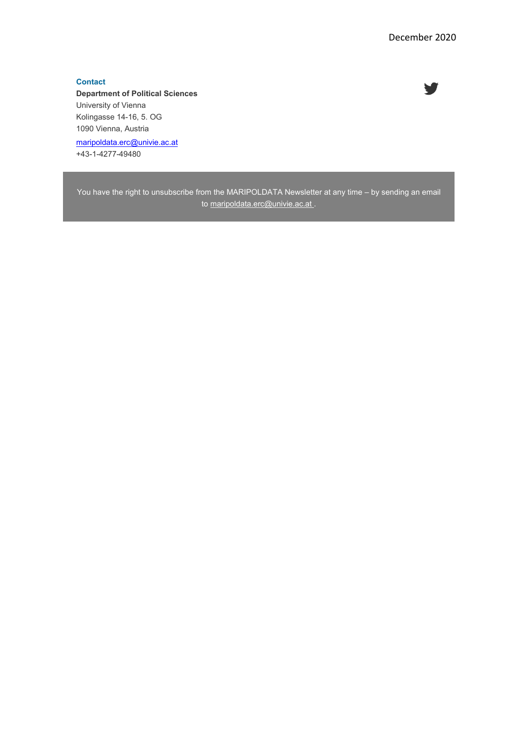December 2020

**Contact**

**Department of Political Sciences**
University of Vienna
Kolingasse 14-16, 5. OG
1090 Vienna, Austria

maripoldata.erc@univie.ac.at
+43-1-4277-49480

You have the right to unsubscribe from the MARIPOLDATA Newsletter at any time – by sending an email to maripoldata.erc@univie.ac.at .